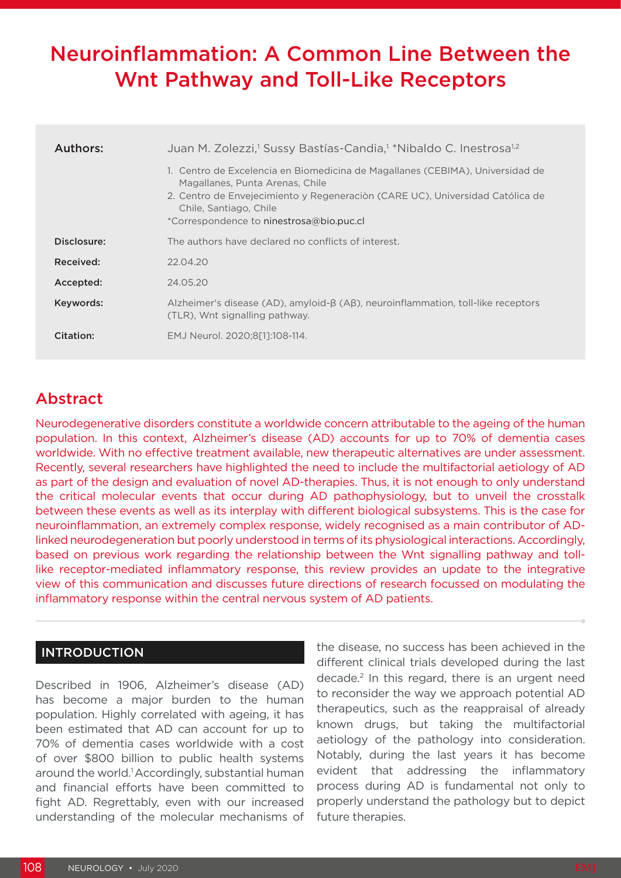# Neuroinflammation: A Common Line Between the Wnt Pathway and Toll-Like Receptors

| | |
|---|---|
| **Authors:** | Juan M. Zolezzi,[1] Sussy Bastías-Candia,[1] *Nibaldo C. Inestrosa[1,2] |
| | 1. Centro de Excelencia en Biomedicina de Magallanes (CEBIMA), Universidad de Magallanes, Punta Arenas, Chile<br>2. Centro de Envejecimiento y Regeneraciòn (CARE UC), Universidad Católica de Chile, Santiago, Chile<br>*Correspondence to ninestrosa@bio.puc.cl |
| **Disclosure:** | The authors have declared no conflicts of interest. |
| **Received:** | 22.04.20 |
| **Accepted:** | 24.05.20 |
| **Keywords:** | Alzheimer's disease (AD), amyloid-β (Aβ), neuroinflammation, toll-like receptors (TLR), Wnt signalling pathway. |
| **Citation:** | EMJ Neurol. 2020;8[1]:108-114. |

## Abstract

Neurodegenerative disorders constitute a worldwide concern attributable to the ageing of the human population. In this context, Alzheimer's disease (AD) accounts for up to 70% of dementia cases worldwide. With no effective treatment available, new therapeutic alternatives are under assessment. Recently, several researchers have highlighted the need to include the multifactorial aetiology of AD as part of the design and evaluation of novel AD-therapies. Thus, it is not enough to only understand the critical molecular events that occur during AD pathophysiology, but to unveil the crosstalk between these events as well as its interplay with different biological subsystems. This is the case for neuroinflammation, an extremely complex response, widely recognised as a main contributor of AD-linked neurodegeneration but poorly understood in terms of its physiological interactions. Accordingly, based on previous work regarding the relationship between the Wnt signalling pathway and toll-like receptor-mediated inflammatory response, this review provides an update to the integrative view of this communication and discusses future directions of research focussed on modulating the inflammatory response within the central nervous system of AD patients.

## INTRODUCTION

Described in 1906, Alzheimer's disease (AD) has become a major burden to the human population. Highly correlated with ageing, it has been estimated that AD can account for up to 70% of dementia cases worldwide with a cost of over $800 billion to public health systems around the world.[1] Accordingly, substantial human and financial efforts have been committed to fight AD. Regrettably, even with our increased understanding of the molecular mechanisms of the disease, no success has been achieved in the different clinical trials developed during the last decade.[2] In this regard, there is an urgent need to reconsider the way we approach potential AD therapeutics, such as the reappraisal of already known drugs, but taking the multifactorial aetiology of the pathology into consideration. Notably, during the last years it has become evident that addressing the inflammatory process during AD is fundamental not only to properly understand the pathology but to depict future therapies.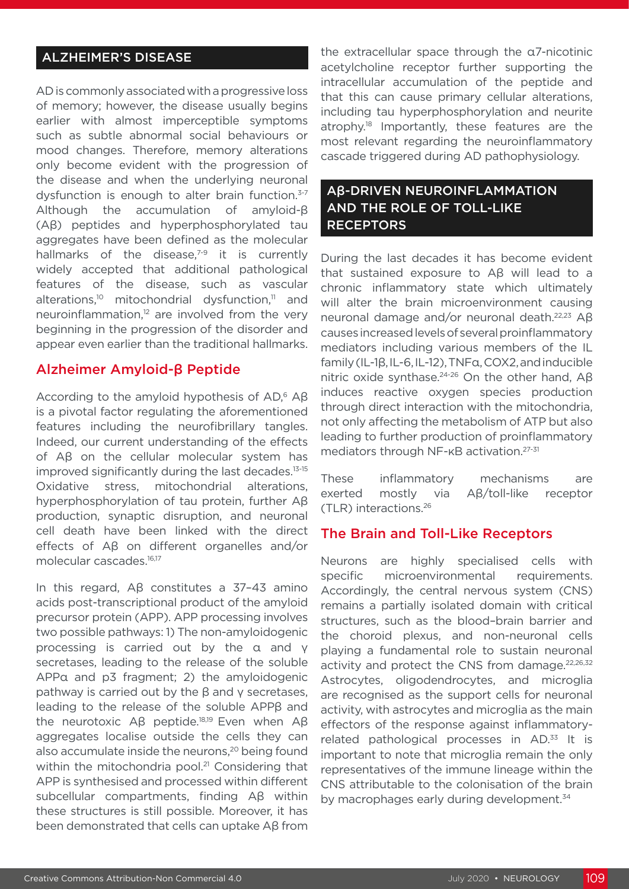## ALZHEIMER'S DISEASE

AD is commonly associated with a progressive loss of memory; however, the disease usually begins earlier with almost imperceptible symptoms such as subtle abnormal social behaviours or mood changes. Therefore, memory alterations only become evident with the progression of the disease and when the underlying neuronal dysfunction is enough to alter brain function.[3-7] Although the accumulation of amyloid-β (Aβ) peptides and hyperphosphorylated tau aggregates have been defined as the molecular hallmarks of the disease,[7-9] it is currently widely accepted that additional pathological features of the disease, such as vascular alterations,[10] mitochondrial dysfunction,[11] and neuroinflammation,[12] are involved from the very beginning in the progression of the disorder and appear even earlier than the traditional hallmarks.

### Alzheimer Amyloid-β Peptide

According to the amyloid hypothesis of AD,[6] Aβ is a pivotal factor regulating the aforementioned features including the neurofibrillary tangles. Indeed, our current understanding of the effects of Aβ on the cellular molecular system has improved significantly during the last decades.[13-15] Oxidative stress, mitochondrial alterations, hyperphosphorylation of tau protein, further Aβ production, synaptic disruption, and neuronal cell death have been linked with the direct effects of Aβ on different organelles and/or molecular cascades.[16,17]

In this regard, Aβ constitutes a 37–43 amino acids post-transcriptional product of the amyloid precursor protein (APP). APP processing involves two possible pathways: 1) The non-amyloidogenic processing is carried out by the α and γ secretases, leading to the release of the soluble APPα and p3 fragment; 2) the amyloidogenic pathway is carried out by the β and γ secretases, leading to the release of the soluble APPβ and the neurotoxic Aβ peptide.[18,19] Even when Aβ aggregates localise outside the cells they can also accumulate inside the neurons,[20] being found within the mitochondria pool.[21] Considering that APP is synthesised and processed within different subcellular compartments, finding Aβ within these structures is still possible. Moreover, it has been demonstrated that cells can uptake Aβ from the extracellular space through the α7-nicotinic acetylcholine receptor further supporting the intracellular accumulation of the peptide and that this can cause primary cellular alterations, including tau hyperphosphorylation and neurite atrophy.[18] Importantly, these features are the most relevant regarding the neuroinflammatory cascade triggered during AD pathophysiology.

## Aβ-DRIVEN NEUROINFLAMMATION AND THE ROLE OF TOLL-LIKE RECEPTORS

During the last decades it has become evident that sustained exposure to Aβ will lead to a chronic inflammatory state which ultimately will alter the brain microenvironment causing neuronal damage and/or neuronal death.[22,23] Aβ causes increased levels of several proinflammatory mediators including various members of the IL family (IL-1β, IL-6, IL-12), TNFα, COX2, and inducible nitric oxide synthase.[24-26] On the other hand, Aβ induces reactive oxygen species production through direct interaction with the mitochondria, not only affecting the metabolism of ATP but also leading to further production of proinflammatory mediators through NF-κB activation.[27-31]

These inflammatory mechanisms are exerted mostly via Aβ/toll-like receptor (TLR) interactions.[26]

### The Brain and Toll-Like Receptors

Neurons are highly specialised cells with specific microenvironmental requirements. Accordingly, the central nervous system (CNS) remains a partially isolated domain with critical structures, such as the blood–brain barrier and the choroid plexus, and non-neuronal cells playing a fundamental role to sustain neuronal activity and protect the CNS from damage.[22,26,32] Astrocytes, oligodendrocytes, and microglia are recognised as the support cells for neuronal activity, with astrocytes and microglia as the main effectors of the response against inflammatory-related pathological processes in AD.[33] It is important to note that microglia remain the only representatives of the immune lineage within the CNS attributable to the colonisation of the brain by macrophages early during development.[34]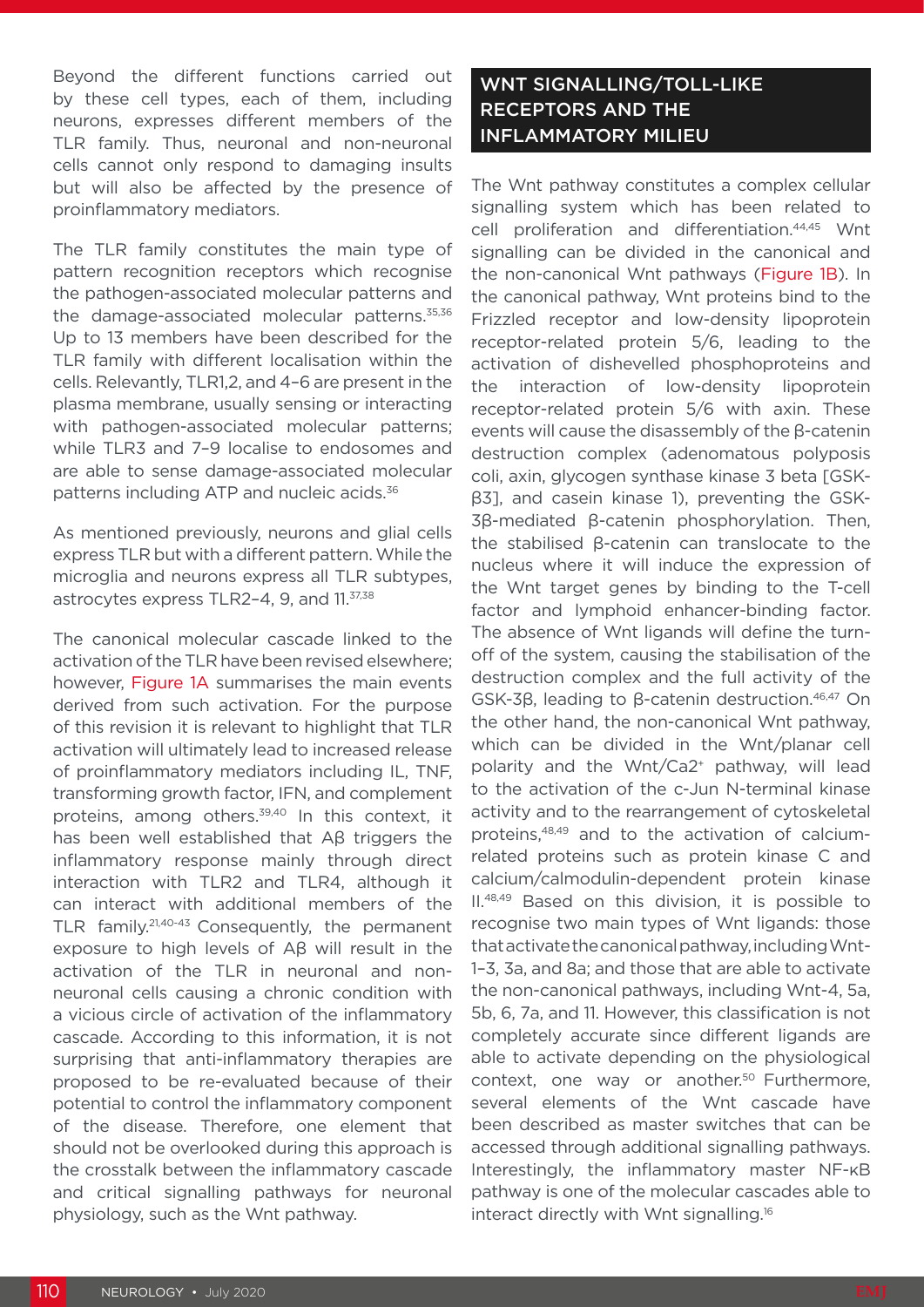Beyond the different functions carried out by these cell types, each of them, including neurons, expresses different members of the TLR family. Thus, neuronal and non-neuronal cells cannot only respond to damaging insults but will also be affected by the presence of proinflammatory mediators.

The TLR family constitutes the main type of pattern recognition receptors which recognise the pathogen-associated molecular patterns and the damage-associated molecular patterns.[35,36] Up to 13 members have been described for the TLR family with different localisation within the cells. Relevantly, TLR1,2, and 4–6 are present in the plasma membrane, usually sensing or interacting with pathogen-associated molecular patterns; while TLR3 and 7–9 localise to endosomes and are able to sense damage-associated molecular patterns including ATP and nucleic acids.[36]

As mentioned previously, neurons and glial cells express TLR but with a different pattern. While the microglia and neurons express all TLR subtypes, astrocytes express TLR2–4, 9, and 11.[37,38]

The canonical molecular cascade linked to the activation of the TLR have been revised elsewhere; however, Figure 1A summarises the main events derived from such activation. For the purpose of this revision it is relevant to highlight that TLR activation will ultimately lead to increased release of proinflammatory mediators including IL, TNF, transforming growth factor, IFN, and complement proteins, among others.[39,40] In this context, it has been well established that Aβ triggers the inflammatory response mainly through direct interaction with TLR2 and TLR4, although it can interact with additional members of the TLR family.[21,40-43] Consequently, the permanent exposure to high levels of Aβ will result in the activation of the TLR in neuronal and non-neuronal cells causing a chronic condition with a vicious circle of activation of the inflammatory cascade. According to this information, it is not surprising that anti-inflammatory therapies are proposed to be re-evaluated because of their potential to control the inflammatory component of the disease. Therefore, one element that should not be overlooked during this approach is the crosstalk between the inflammatory cascade and critical signalling pathways for neuronal physiology, such as the Wnt pathway.

## WNT SIGNALLING/TOLL-LIKE RECEPTORS AND THE INFLAMMATORY MILIEU

The Wnt pathway constitutes a complex cellular signalling system which has been related to cell proliferation and differentiation.[44,45] Wnt signalling can be divided in the canonical and the non-canonical Wnt pathways (Figure 1B). In the canonical pathway, Wnt proteins bind to the Frizzled receptor and low-density lipoprotein receptor-related protein 5/6, leading to the activation of dishevelled phosphoproteins and the interaction of low-density lipoprotein receptor-related protein 5/6 with axin. These events will cause the disassembly of the β-catenin destruction complex (adenomatous polyposis coli, axin, glycogen synthase kinase 3 beta [GSK-3β], and casein kinase 1), preventing the GSK-3β-mediated β-catenin phosphorylation. Then, the stabilised β-catenin can translocate to the nucleus where it will induce the expression of the Wnt target genes by binding to the T-cell factor and lymphoid enhancer-binding factor. The absence of Wnt ligands will define the turn-off of the system, causing the stabilisation of the destruction complex and the full activity of the GSK-3β, leading to β-catenin destruction.[46,47] On the other hand, the non-canonical Wnt pathway, which can be divided in the Wnt/planar cell polarity and the Wnt/$Ca2^{+}$ pathway, will lead to the activation of the c-Jun N-terminal kinase activity and to the rearrangement of cytoskeletal proteins,[48,49] and to the activation of calcium-related proteins such as protein kinase C and calcium/calmodulin-dependent protein kinase II.[48,49] Based on this division, it is possible to recognise two main types of Wnt ligands: those that activate the canonical pathway, including Wnt-1–3, 3a, and 8a; and those that are able to activate the non-canonical pathways, including Wnt-4, 5a, 5b, 6, 7a, and 11. However, this classification is not completely accurate since different ligands are able to activate depending on the physiological context, one way or another.[50] Furthermore, several elements of the Wnt cascade have been described as master switches that can be accessed through additional signalling pathways. Interestingly, the inflammatory master NF-κB pathway is one of the molecular cascades able to interact directly with Wnt signalling.[16]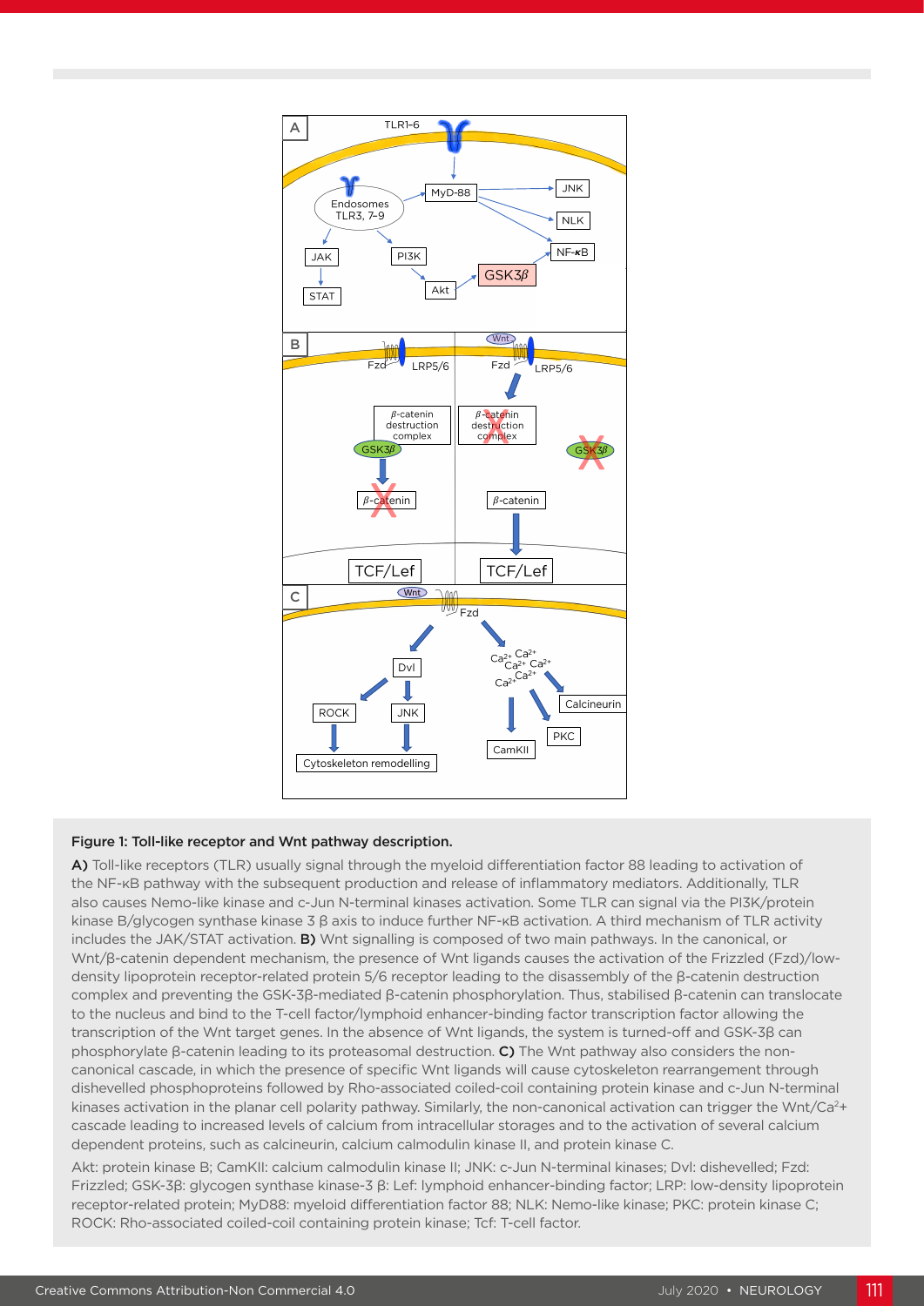**Figure 1: Toll-like receptor and Wnt pathway description.**

**A)** Toll-like receptors (TLR) usually signal through the myeloid differentiation factor 88 leading to activation of the NF-κB pathway with the subsequent production and release of inflammatory mediators. Additionally, TLR also causes Nemo-like kinase and c-Jun N-terminal kinases activation. Some TLR can signal via the PI3K/protein kinase B/glycogen synthase kinase 3 β axis to induce further NF-κB activation. A third mechanism of TLR activity includes the JAK/STAT activation. **B)** Wnt signalling is composed of two main pathways. In the canonical, or Wnt/β-catenin dependent mechanism, the presence of Wnt ligands causes the activation of the Frizzled (Fzd)/low-density lipoprotein receptor-related protein 5/6 receptor leading to the disassembly of the β-catenin destruction complex and preventing the GSK-3β-mediated β-catenin phosphorylation. Thus, stabilised β-catenin can translocate to the nucleus and bind to the T-cell factor/lymphoid enhancer-binding factor transcription factor allowing the transcription of the Wnt target genes. In the absence of Wnt ligands, the system is turned-off and GSK-3β can phosphorylate β-catenin leading to its proteasomal destruction. **C)** The Wnt pathway also considers the non-canonical cascade, in which the presence of specific Wnt ligands will cause cytoskeleton rearrangement through dishevelled phosphoproteins followed by Rho-associated coiled-coil containing protein kinase and c-Jun N-terminal kinases activation in the planar cell polarity pathway. Similarly, the non-canonical activation can trigger the Wnt/$Ca^{2+}$ cascade leading to increased levels of calcium from intracellular storages and to the activation of several calcium dependent proteins, such as calcineurin, calcium calmodulin kinase II, and protein kinase C.

Akt: protein kinase B; CamKII: calcium calmodulin kinase II; JNK: c-Jun N-terminal kinases; Dvl: dishevelled; Fzd: Frizzled; GSK-3β: glycogen synthase kinase-3 β: Lef: lymphoid enhancer-binding factor; LRP: low-density lipoprotein receptor-related protein; MyD88: myeloid differentiation factor 88; NLK: Nemo-like kinase; PKC: protein kinase C; ROCK: Rho-associated coiled-coil containing protein kinase; Tcf: T-cell factor.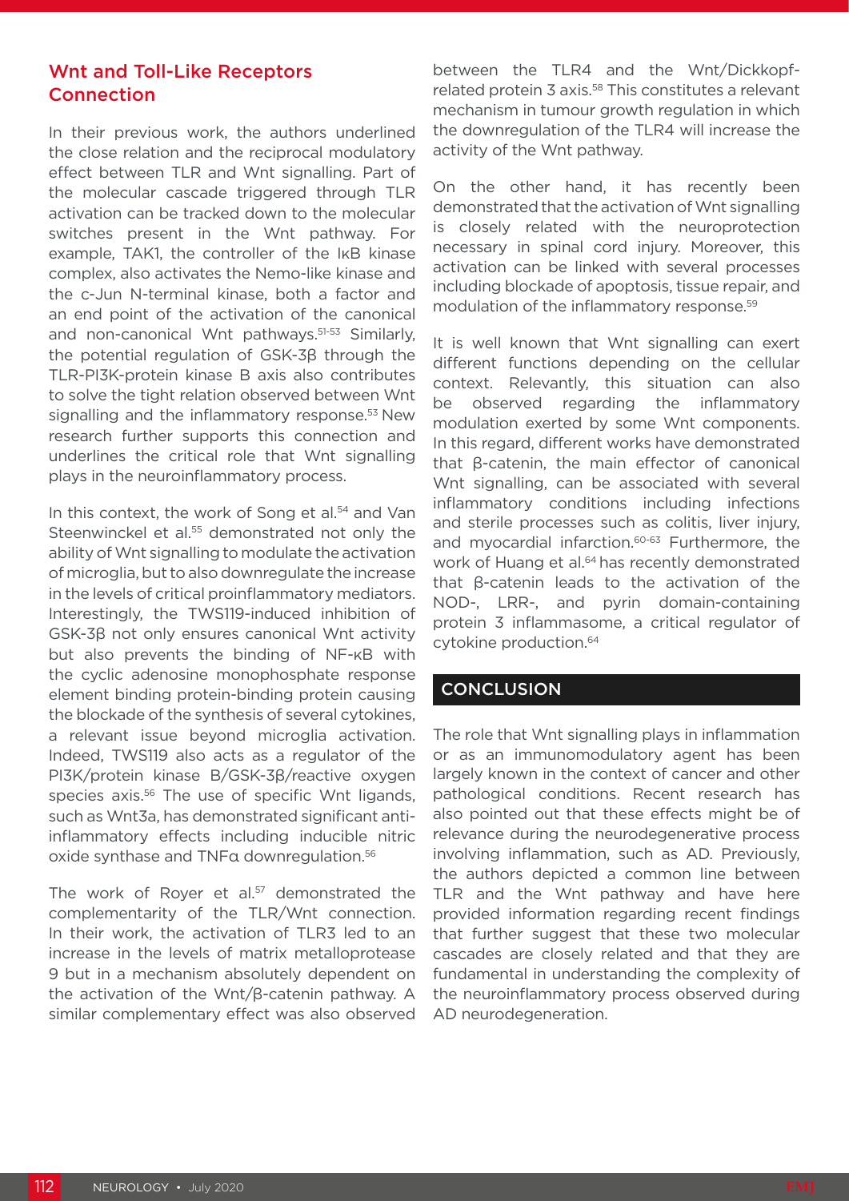## Wnt and Toll-Like Receptors Connection

In their previous work, the authors underlined the close relation and the reciprocal modulatory effect between TLR and Wnt signalling. Part of the molecular cascade triggered through TLR activation can be tracked down to the molecular switches present in the Wnt pathway. For example, TAK1, the controller of the IκB kinase complex, also activates the Nemo-like kinase and the c-Jun N-terminal kinase, both a factor and an end point of the activation of the canonical and non-canonical Wnt pathways.[51-53] Similarly, the potential regulation of GSK-3β through the TLR-PI3K-protein kinase B axis also contributes to solve the tight relation observed between Wnt signalling and the inflammatory response.[53] New research further supports this connection and underlines the critical role that Wnt signalling plays in the neuroinflammatory process.

In this context, the work of Song et al.[54] and Van Steenwinckel et al.[55] demonstrated not only the ability of Wnt signalling to modulate the activation of microglia, but to also downregulate the increase in the levels of critical proinflammatory mediators. Interestingly, the TWS119-induced inhibition of GSK-3β not only ensures canonical Wnt activity but also prevents the binding of NF-κB with the cyclic adenosine monophosphate response element binding protein-binding protein causing the blockade of the synthesis of several cytokines, a relevant issue beyond microglia activation. Indeed, TWS119 also acts as a regulator of the PI3K/protein kinase B/GSK-3β/reactive oxygen species axis.[56] The use of specific Wnt ligands, such as Wnt3a, has demonstrated significant anti-inflammatory effects including inducible nitric oxide synthase and TNFα downregulation.[56]

The work of Royer et al.[57] demonstrated the complementarity of the TLR/Wnt connection. In their work, the activation of TLR3 led to an increase in the levels of matrix metalloprotease 9 but in a mechanism absolutely dependent on the activation of the Wnt/β-catenin pathway. A similar complementary effect was also observed between the TLR4 and the Wnt/Dickkopf-related protein 3 axis.[58] This constitutes a relevant mechanism in tumour growth regulation in which the downregulation of the TLR4 will increase the activity of the Wnt pathway.

On the other hand, it has recently been demonstrated that the activation of Wnt signalling is closely related with the neuroprotection necessary in spinal cord injury. Moreover, this activation can be linked with several processes including blockade of apoptosis, tissue repair, and modulation of the inflammatory response.[59]

It is well known that Wnt signalling can exert different functions depending on the cellular context. Relevantly, this situation can also be observed regarding the inflammatory modulation exerted by some Wnt components. In this regard, different works have demonstrated that β-catenin, the main effector of canonical Wnt signalling, can be associated with several inflammatory conditions including infections and sterile processes such as colitis, liver injury, and myocardial infarction.[60-63] Furthermore, the work of Huang et al.[64] has recently demonstrated that β-catenin leads to the activation of the NOD-, LRR-, and pyrin domain-containing protein 3 inflammasome, a critical regulator of cytokine production.[64]

## CONCLUSION

The role that Wnt signalling plays in inflammation or as an immunomodulatory agent has been largely known in the context of cancer and other pathological conditions. Recent research has also pointed out that these effects might be of relevance during the neurodegenerative process involving inflammation, such as AD. Previously, the authors depicted a common line between TLR and the Wnt pathway and have here provided information regarding recent findings that further suggest that these two molecular cascades are closely related and that they are fundamental in understanding the complexity of the neuroinflammatory process observed during AD neurodegeneration.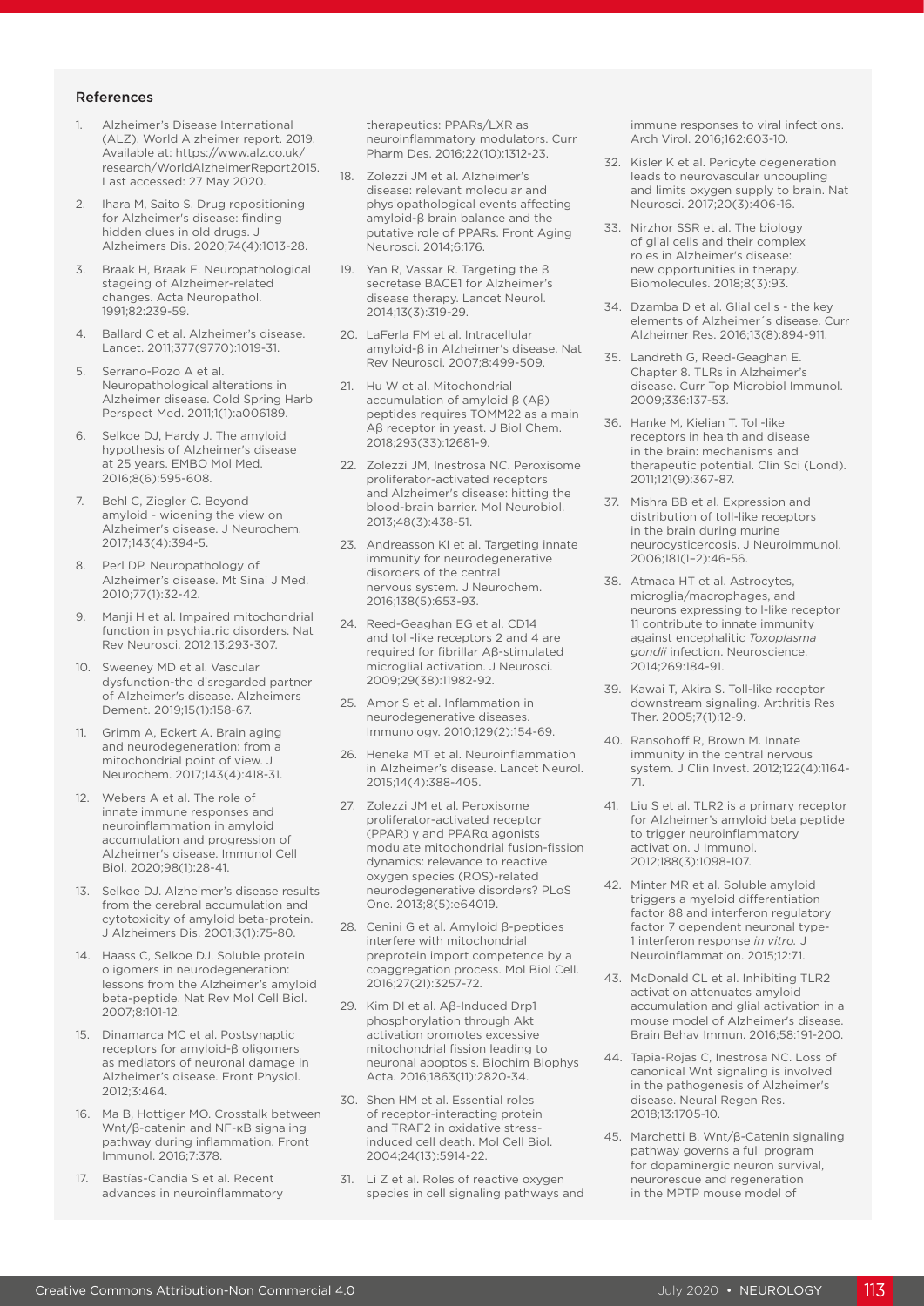## References

1. Alzheimer's Disease International (ALZ). World Alzheimer report. 2019. Available at: https://www.alz.co.uk/research/WorldAlzheimerReport2015. Last accessed: 27 May 2020.
2. Ihara M, Saito S. Drug repositioning for Alzheimer's disease: finding hidden clues in old drugs. J Alzheimers Dis. 2020;74(4):1013-28.
3. Braak H, Braak E. Neuropathological stageing of Alzheimer-related changes. Acta Neuropathol. 1991;82:239-59.
4. Ballard C et al. Alzheimer's disease. Lancet. 2011;377(9770):1019-31.
5. Serrano-Pozo A et al. Neuropathological alterations in Alzheimer disease. Cold Spring Harb Perspect Med. 2011;1(1):a006189.
6. Selkoe DJ, Hardy J. The amyloid hypothesis of Alzheimer's disease at 25 years. EMBO Mol Med. 2016;8(6):595-608.
7. Behl C, Ziegler C. Beyond amyloid - widening the view on Alzheimer's disease. J Neurochem. 2017;143(4):394-5.
8. Perl DP. Neuropathology of Alzheimer's disease. Mt Sinai J Med. 2010;77(1):32-42.
9. Manji H et al. Impaired mitochondrial function in psychiatric disorders. Nat Rev Neurosci. 2012;13:293-307.
10. Sweeney MD et al. Vascular dysfunction-the disregarded partner of Alzheimer's disease. Alzheimers Dement. 2019;15(1):158-67.
11. Grimm A, Eckert A. Brain aging and neurodegeneration: from a mitochondrial point of view. J Neurochem. 2017;143(4):418-31.
12. Webers A et al. The role of innate immune responses and neuroinflammation in amyloid accumulation and progression of Alzheimer's disease. Immunol Cell Biol. 2020;98(1):28-41.
13. Selkoe DJ. Alzheimer's disease results from the cerebral accumulation and cytotoxicity of amyloid beta-protein. J Alzheimers Dis. 2001;3(1):75-80.
14. Haass C, Selkoe DJ. Soluble protein oligomers in neurodegeneration: lessons from the Alzheimer's amyloid beta-peptide. Nat Rev Mol Cell Biol. 2007;8:101-12.
15. Dinamarca MC et al. Postsynaptic receptors for amyloid-β oligomers as mediators of neuronal damage in Alzheimer's disease. Front Physiol. 2012;3:464.
16. Ma B, Hottiger MO. Crosstalk between Wnt/β-catenin and NF-κB signaling pathway during inflammation. Front Immunol. 2016;7:378.
17. Bastías-Candia S et al. Recent advances in neuroinflammatory therapeutics: PPARs/LXR as neuroinflammatory modulators. Curr Pharm Des. 2016;22(10):1312-23.
18. Zolezzi JM et al. Alzheimer's disease: relevant molecular and physiopathological events affecting amyloid-β brain balance and the putative role of PPARs. Front Aging Neurosci. 2014;6:176.
19. Yan R, Vassar R. Targeting the β secretase BACE1 for Alzheimer's disease therapy. Lancet Neurol. 2014;13(3):319-29.
20. LaFerla FM et al. Intracellular amyloid-β in Alzheimer's disease. Nat Rev Neurosci. 2007;8:499-509.
21. Hu W et al. Mitochondrial accumulation of amyloid β (Aβ) peptides requires TOMM22 as a main Aβ receptor in yeast. J Biol Chem. 2018;293(33):12681-9.
22. Zolezzi JM, Inestrosa NC. Peroxisome proliferator-activated receptors and Alzheimer's disease: hitting the blood-brain barrier. Mol Neurobiol. 2013;48(3):438-51.
23. Andreasson KI et al. Targeting innate immunity for neurodegenerative disorders of the central nervous system. J Neurochem. 2016;138(5):653-93.
24. Reed-Geaghan EG et al. CD14 and toll-like receptors 2 and 4 are required for fibrillar Aβ-stimulated microglial activation. J Neurosci. 2009;29(38):11982-92.
25. Amor S et al. Inflammation in neurodegenerative diseases. Immunology. 2010;129(2):154-69.
26. Heneka MT et al. Neuroinflammation in Alzheimer's disease. Lancet Neurol. 2015;14(4):388-405.
27. Zolezzi JM et al. Peroxisome proliferator-activated receptor (PPAR) γ and PPARα agonists modulate mitochondrial fusion-fission dynamics: relevance to reactive oxygen species (ROS)-related neurodegenerative disorders? PLoS One. 2013;8(5):e64019.
28. Cenini G et al. Amyloid β-peptides interfere with mitochondrial preprotein import competence by a coaggregation process. Mol Biol Cell. 2016;27(21):3257-72.
29. Kim DI et al. Aβ-Induced Drp1 phosphorylation through Akt activation promotes excessive mitochondrial fission leading to neuronal apoptosis. Biochim Biophys Acta. 2016;1863(11):2820-34.
30. Shen HM et al. Essential roles of receptor-interacting protein and TRAF2 in oxidative stress-induced cell death. Mol Cell Biol. 2004;24(13):5914-22.
31. Li Z et al. Roles of reactive oxygen species in cell signaling pathways and immune responses to viral infections. Arch Virol. 2016;162:603-10.
32. Kisler K et al. Pericyte degeneration leads to neurovascular uncoupling and limits oxygen supply to brain. Nat Neurosci. 2017;20(3):406-16.
33. Nirzhor SSR et al. The biology of glial cells and their complex roles in Alzheimer's disease: new opportunities in therapy. Biomolecules. 2018;8(3):93.
34. Dzamba D et al. Glial cells - the key elements of Alzheimer´s disease. Curr Alzheimer Res. 2016;13(8):894-911.
35. Landreth G, Reed-Geaghan E. Chapter 8. TLRs in Alzheimer's disease. Curr Top Microbiol Immunol. 2009;336:137-53.
36. Hanke M, Kielian T. Toll-like receptors in health and disease in the brain: mechanisms and therapeutic potential. Clin Sci (Lond). 2011;121(9):367-87.
37. Mishra BB et al. Expression and distribution of toll-like receptors in the brain during murine neurocysticercosis. J Neuroimmunol. 2006;181(1–2):46-56.
38. Atmaca HT et al. Astrocytes, microglia/macrophages, and neurons expressing toll-like receptor 11 contribute to innate immunity against encephalitic *Toxoplasma gondii* infection. Neuroscience. 2014;269:184-91.
39. Kawai T, Akira S. Toll-like receptor downstream signaling. Arthritis Res Ther. 2005;7(1):12-9.
40. Ransohoff R, Brown M. Innate immunity in the central nervous system. J Clin Invest. 2012;122(4):1164-71.
41. Liu S et al. TLR2 is a primary receptor for Alzheimer's amyloid beta peptide to trigger neuroinflammatory activation. J Immunol. 2012;188(3):1098-107.
42. Minter MR et al. Soluble amyloid triggers a myeloid differentiation factor 88 and interferon regulatory factor 7 dependent neuronal type-1 interferon response *in vitro.* J Neuroinflammation. 2015;12:71.
43. McDonald CL et al. Inhibiting TLR2 activation attenuates amyloid accumulation and glial activation in a mouse model of Alzheimer's disease. Brain Behav Immun. 2016;58:191-200.
44. Tapia-Rojas C, Inestrosa NC. Loss of canonical Wnt signaling is involved in the pathogenesis of Alzheimer's disease. Neural Regen Res. 2018;13:1705-10.
45. Marchetti B. Wnt/β-Catenin signaling pathway governs a full program for dopaminergic neuron survival, neurorescue and regeneration in the MPTP mouse model of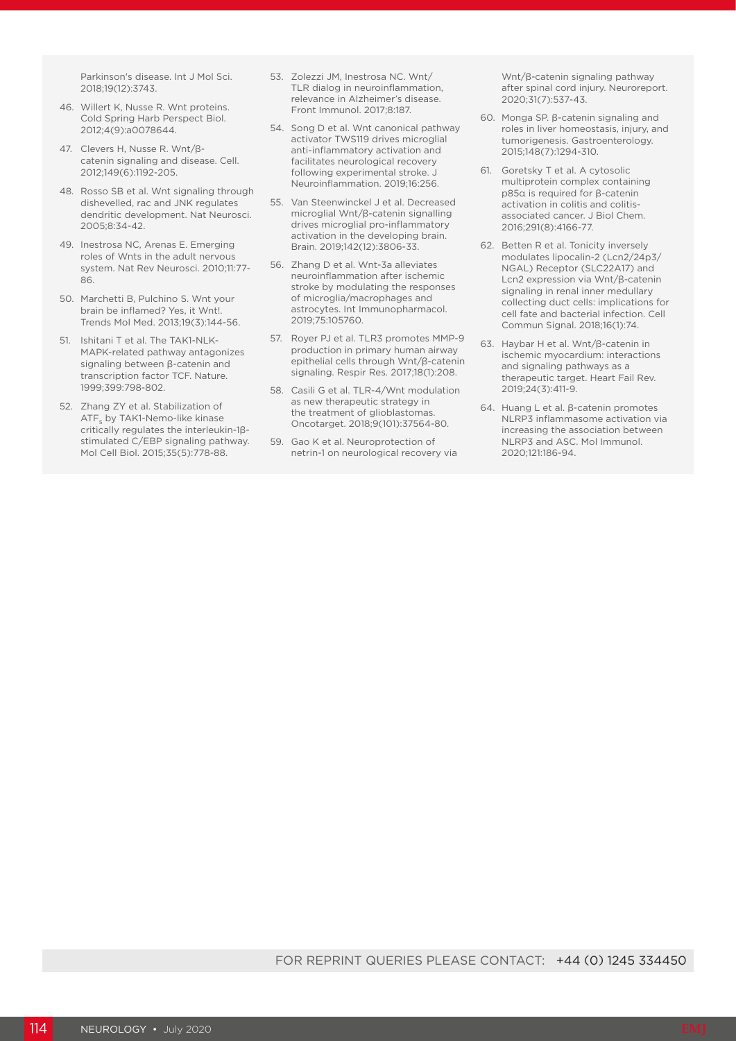Parkinson's disease. Int J Mol Sci. 2018;19(12):3743.

46. Willert K, Nusse R. Wnt proteins. Cold Spring Harb Perspect Biol. 2012;4(9):a0078644.
47. Clevers H, Nusse R. Wnt/β-catenin signaling and disease. Cell. 2012;149(6):1192-205.
48. Rosso SB et al. Wnt signaling through dishevelled, rac and JNK regulates dendritic development. Nat Neurosci. 2005;8:34-42.
49. Inestrosa NC, Arenas E. Emerging roles of Wnts in the adult nervous system. Nat Rev Neurosci. 2010;11:77-86.
50. Marchetti B, Pulchino S. Wnt your brain be inflamed? Yes, it Wnt!. Trends Mol Med. 2013;19(3):144-56.
51. Ishitani T et al. The TAK1-NLK-MAPK-related pathway antagonizes signaling between β-catenin and transcription factor TCF. Nature. 1999;399:798-802.
52. Zhang ZY et al. Stabilization of $ATF_5$ by TAK1-Nemo-like kinase critically regulates the interleukin-1β-stimulated C/EBP signaling pathway. Mol Cell Biol. 2015;35(5):778-88.
53. Zolezzi JM, Inestrosa NC. Wnt/TLR dialog in neuroinflammation, relevance in Alzheimer's disease. Front Immunol. 2017;8:187.
54. Song D et al. Wnt canonical pathway activator TWS119 drives microglial anti-inflammatory activation and facilitates neurological recovery following experimental stroke. J Neuroinflammation. 2019;16:256.
55. Van Steenwinckel J et al. Decreased microglial Wnt/β-catenin signalling drives microglial pro-inflammatory activation in the developing brain. Brain. 2019;142(12):3806-33.
56. Zhang D et al. Wnt-3a alleviates neuroinflammation after ischemic stroke by modulating the responses of microglia/macrophages and astrocytes. Int Immunopharmacol. 2019;75:105760.
57. Royer PJ et al. TLR3 promotes MMP-9 production in primary human airway epithelial cells through Wnt/β-catenin signaling. Respir Res. 2017;18(1):208.
58. Casili G et al. TLR-4/Wnt modulation as new therapeutic strategy in the treatment of glioblastomas. Oncotarget. 2018;9(101):37564-80.
59. Gao K et al. Neuroprotection of netrin-1 on neurological recovery via Wnt/β-catenin signaling pathway after spinal cord injury. Neuroreport. 2020;31(7):537-43.
60. Monga SP. β-catenin signaling and roles in liver homeostasis, injury, and tumorigenesis. Gastroenterology. 2015;148(7):1294-310.
61. Goretsky T et al. A cytosolic multiprotein complex containing p85α is required for β-catenin activation in colitis and colitis-associated cancer. J Biol Chem. 2016;291(8):4166-77.
62. Betten R et al. Tonicity inversely modulates lipocalin-2 (Lcn2/24p3/NGAL) Receptor (SLC22A17) and Lcn2 expression via Wnt/β-catenin signaling in renal inner medullary collecting duct cells: implications for cell fate and bacterial infection. Cell Commun Signal. 2018;16(1):74.
63. Haybar H et al. Wnt/β-catenin in ischemic myocardium: interactions and signaling pathways as a therapeutic target. Heart Fail Rev. 2019;24(3):411-9.
64. Huang L et al. β-catenin promotes NLRP3 inflammasome activation via increasing the association between NLRP3 and ASC. Mol Immunol. 2020;121:186-94.

FOR REPRINT QUERIES PLEASE CONTACT: +44 (0) 1245 334450